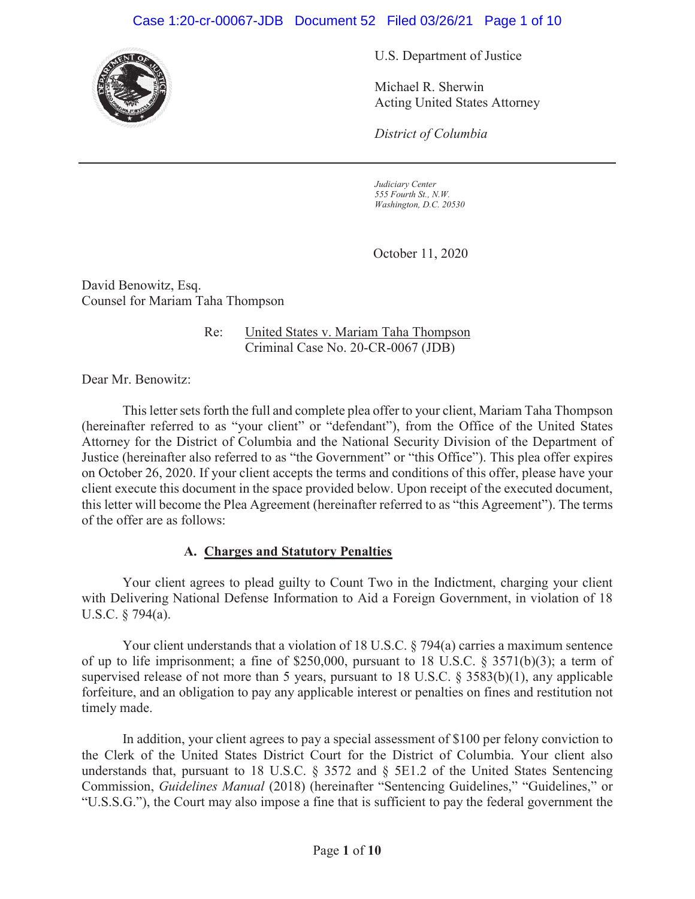U.S. Department of Justice

Michael R. Sherwin
Acting United States Attorney

*District of Columbia*

*Judiciary Center*
*555 Fourth St., N.W.*
*Washington, D.C. 20530*

October 11, 2020

David Benowitz, Esq.
Counsel for Mariam Taha Thompson

Re: United States v. Mariam Taha Thompson
Criminal Case No. 20-CR-0067 (JDB)

Dear Mr. Benowitz:

This letter sets forth the full and complete plea offer to your client, Mariam Taha Thompson (hereinafter referred to as "your client" or "defendant"), from the Office of the United States Attorney for the District of Columbia and the National Security Division of the Department of Justice (hereinafter also referred to as "the Government" or "this Office"). This plea offer expires on October 26, 2020. If your client accepts the terms and conditions of this offer, please have your client execute this document in the space provided below. Upon receipt of the executed document, this letter will become the Plea Agreement (hereinafter referred to as "this Agreement"). The terms of the offer are as follows:

### A. Charges and Statutory Penalties

Your client agrees to plead guilty to Count Two in the Indictment, charging your client with Delivering National Defense Information to Aid a Foreign Government, in violation of 18 U.S.C. § 794(a).

Your client understands that a violation of 18 U.S.C. § 794(a) carries a maximum sentence of up to life imprisonment; a fine of $250,000, pursuant to 18 U.S.C. § 3571(b)(3); a term of supervised release of not more than 5 years, pursuant to 18 U.S.C. § 3583(b)(1), any applicable forfeiture, and an obligation to pay any applicable interest or penalties on fines and restitution not timely made.

In addition, your client agrees to pay a special assessment of $100 per felony conviction to the Clerk of the United States District Court for the District of Columbia. Your client also understands that, pursuant to 18 U.S.C. § 3572 and § 5E1.2 of the United States Sentencing Commission, *Guidelines Manual* (2018) (hereinafter "Sentencing Guidelines," "Guidelines," or "U.S.S.G."), the Court may also impose a fine that is sufficient to pay the federal government the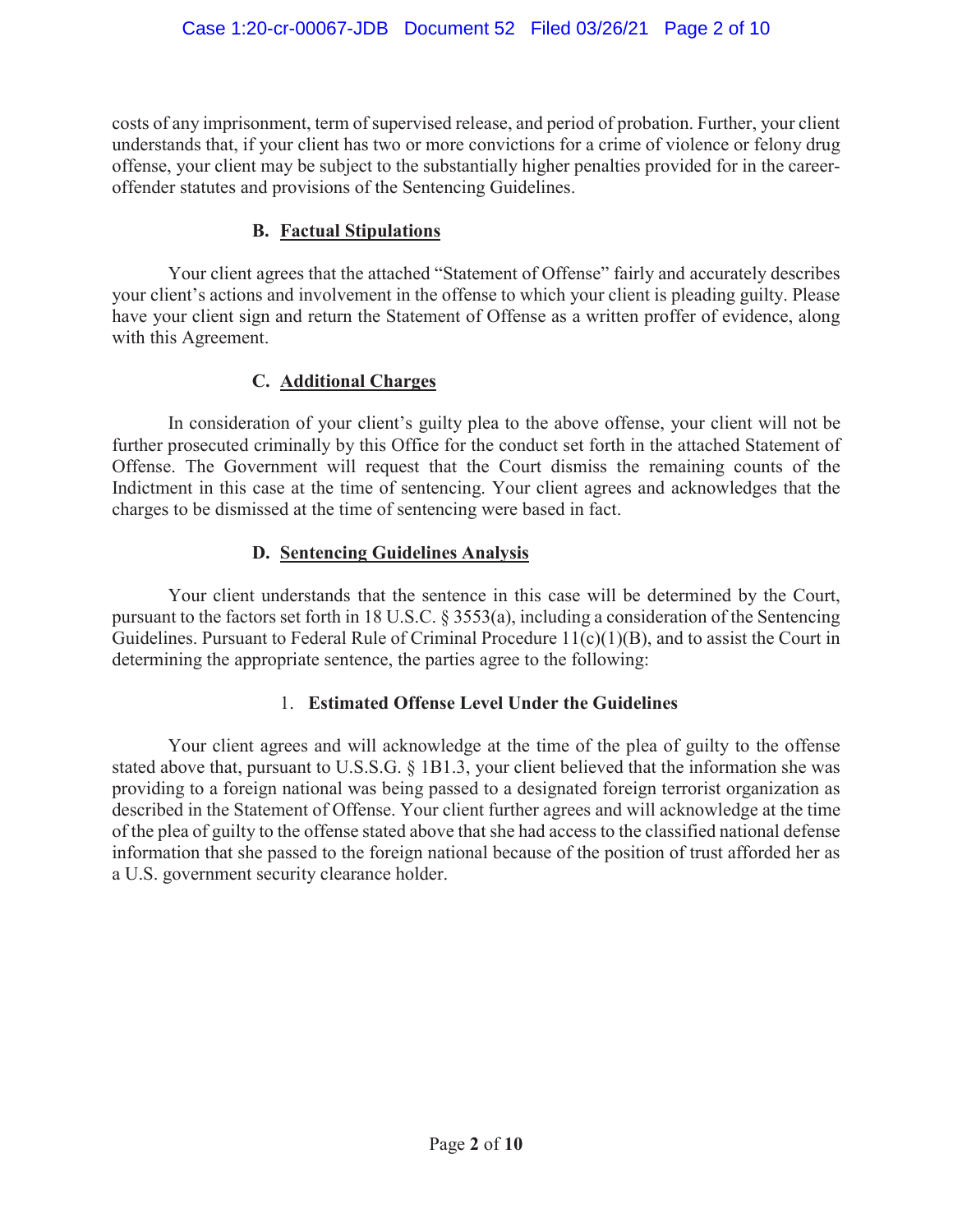costs of any imprisonment, term of supervised release, and period of probation. Further, your client understands that, if your client has two or more convictions for a crime of violence or felony drug offense, your client may be subject to the substantially higher penalties provided for in the career-offender statutes and provisions of the Sentencing Guidelines.

### B. Factual Stipulations

Your client agrees that the attached "Statement of Offense" fairly and accurately describes your client's actions and involvement in the offense to which your client is pleading guilty. Please have your client sign and return the Statement of Offense as a written proffer of evidence, along with this Agreement.

### C. Additional Charges

In consideration of your client's guilty plea to the above offense, your client will not be further prosecuted criminally by this Office for the conduct set forth in the attached Statement of Offense. The Government will request that the Court dismiss the remaining counts of the Indictment in this case at the time of sentencing. Your client agrees and acknowledges that the charges to be dismissed at the time of sentencing were based in fact.

### D. Sentencing Guidelines Analysis

Your client understands that the sentence in this case will be determined by the Court, pursuant to the factors set forth in 18 U.S.C. § 3553(a), including a consideration of the Sentencing Guidelines. Pursuant to Federal Rule of Criminal Procedure 11(c)(1)(B), and to assist the Court in determining the appropriate sentence, the parties agree to the following:

#### 1. Estimated Offense Level Under the Guidelines

Your client agrees and will acknowledge at the time of the plea of guilty to the offense stated above that, pursuant to U.S.S.G. § 1B1.3, your client believed that the information she was providing to a foreign national was being passed to a designated foreign terrorist organization as described in the Statement of Offense. Your client further agrees and will acknowledge at the time of the plea of guilty to the offense stated above that she had access to the classified national defense information that she passed to the foreign national because of the position of trust afforded her as a U.S. government security clearance holder.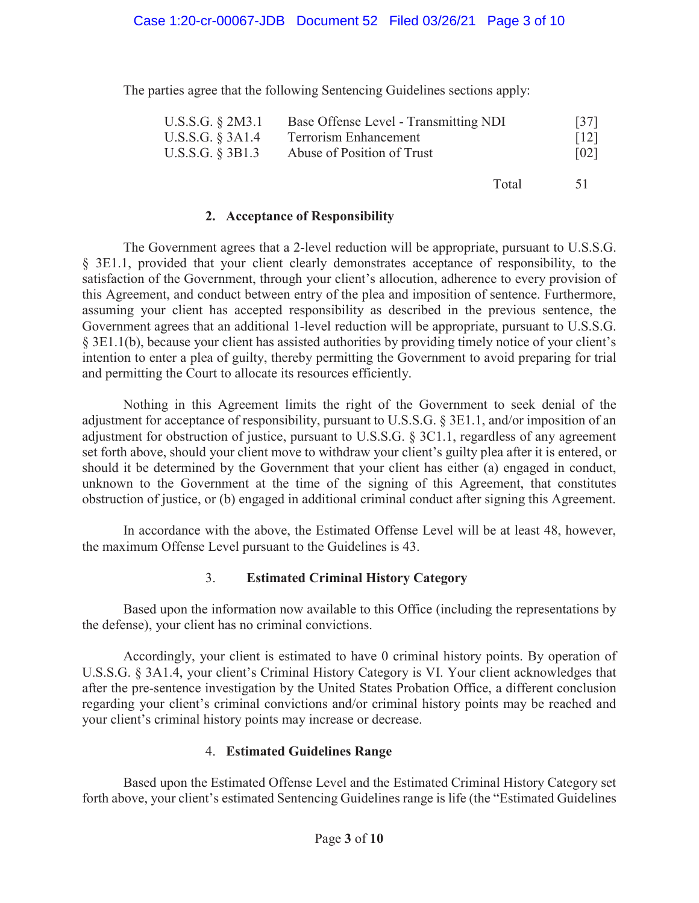The parties agree that the following Sentencing Guidelines sections apply:

| | | |
|---|---|---|
| U.S.S.G. § 2M3.1 | Base Offense Level - Transmitting NDI | [37] |
| U.S.S.G. § 3A1.4 | Terrorism Enhancement | [12] |
| U.S.S.G. § 3B1.3 | Abuse of Position of Trust | [02] |
| | Total | 51 |

## 2. Acceptance of Responsibility

The Government agrees that a 2-level reduction will be appropriate, pursuant to U.S.S.G. § 3E1.1, provided that your client clearly demonstrates acceptance of responsibility, to the satisfaction of the Government, through your client's allocution, adherence to every provision of this Agreement, and conduct between entry of the plea and imposition of sentence. Furthermore, assuming your client has accepted responsibility as described in the previous sentence, the Government agrees that an additional 1-level reduction will be appropriate, pursuant to U.S.S.G. § 3E1.1(b), because your client has assisted authorities by providing timely notice of your client's intention to enter a plea of guilty, thereby permitting the Government to avoid preparing for trial and permitting the Court to allocate its resources efficiently.

Nothing in this Agreement limits the right of the Government to seek denial of the adjustment for acceptance of responsibility, pursuant to U.S.S.G. § 3E1.1, and/or imposition of an adjustment for obstruction of justice, pursuant to U.S.S.G. § 3C1.1, regardless of any agreement set forth above, should your client move to withdraw your client's guilty plea after it is entered, or should it be determined by the Government that your client has either (a) engaged in conduct, unknown to the Government at the time of the signing of this Agreement, that constitutes obstruction of justice, or (b) engaged in additional criminal conduct after signing this Agreement.

In accordance with the above, the Estimated Offense Level will be at least 48, however, the maximum Offense Level pursuant to the Guidelines is 43.

## 3. Estimated Criminal History Category

Based upon the information now available to this Office (including the representations by the defense), your client has no criminal convictions.

Accordingly, your client is estimated to have 0 criminal history points. By operation of U.S.S.G. § 3A1.4, your client's Criminal History Category is VI. Your client acknowledges that after the pre-sentence investigation by the United States Probation Office, a different conclusion regarding your client's criminal convictions and/or criminal history points may be reached and your client's criminal history points may increase or decrease.

## 4. Estimated Guidelines Range

Based upon the Estimated Offense Level and the Estimated Criminal History Category set forth above, your client's estimated Sentencing Guidelines range is life (the "Estimated Guidelines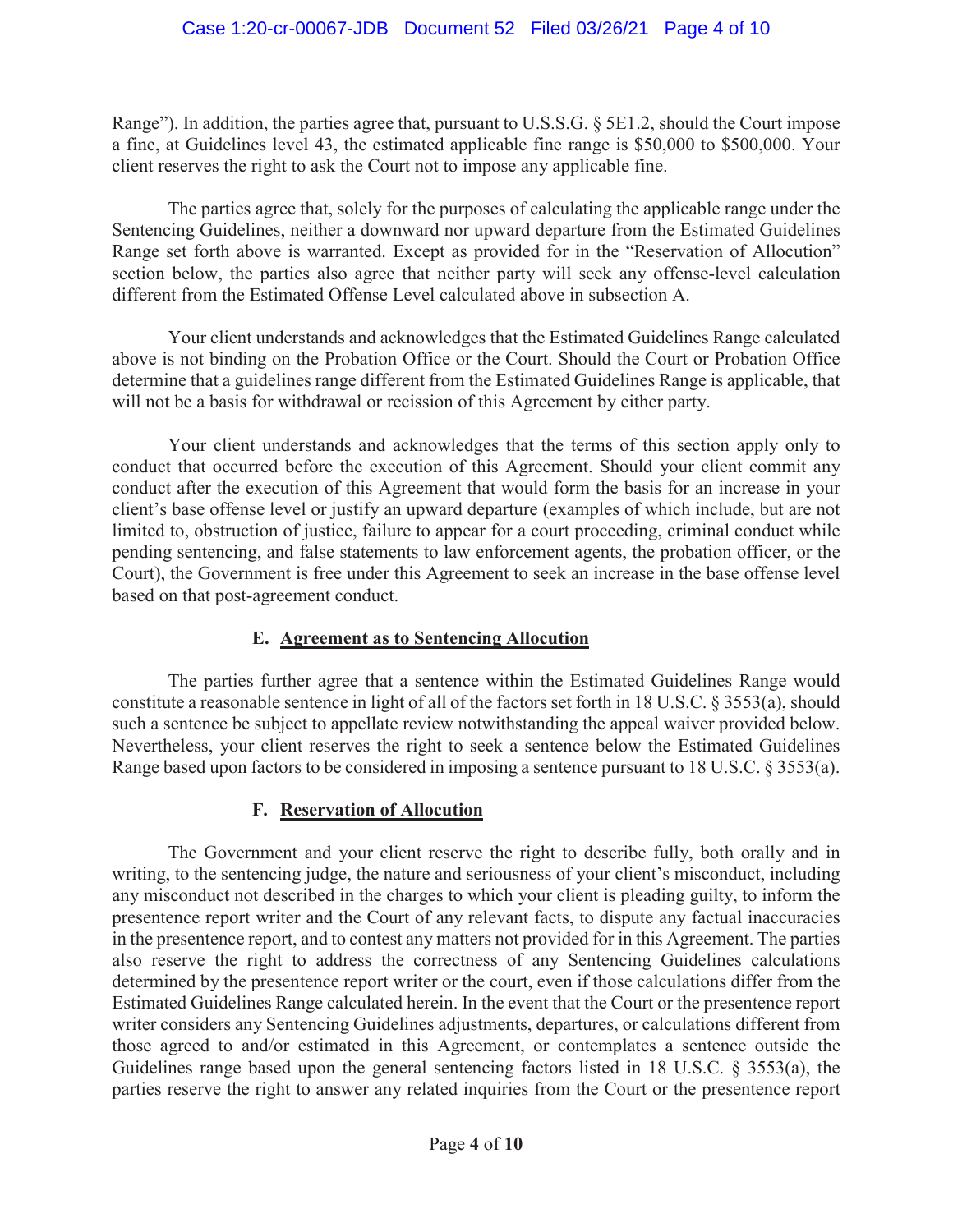Range"). In addition, the parties agree that, pursuant to U.S.S.G. § 5E1.2, should the Court impose a fine, at Guidelines level 43, the estimated applicable fine range is $50,000 to $500,000. Your client reserves the right to ask the Court not to impose any applicable fine.

The parties agree that, solely for the purposes of calculating the applicable range under the Sentencing Guidelines, neither a downward nor upward departure from the Estimated Guidelines Range set forth above is warranted. Except as provided for in the "Reservation of Allocution" section below, the parties also agree that neither party will seek any offense-level calculation different from the Estimated Offense Level calculated above in subsection A.

Your client understands and acknowledges that the Estimated Guidelines Range calculated above is not binding on the Probation Office or the Court. Should the Court or Probation Office determine that a guidelines range different from the Estimated Guidelines Range is applicable, that will not be a basis for withdrawal or recission of this Agreement by either party.

Your client understands and acknowledges that the terms of this section apply only to conduct that occurred before the execution of this Agreement. Should your client commit any conduct after the execution of this Agreement that would form the basis for an increase in your client's base offense level or justify an upward departure (examples of which include, but are not limited to, obstruction of justice, failure to appear for a court proceeding, criminal conduct while pending sentencing, and false statements to law enforcement agents, the probation officer, or the Court), the Government is free under this Agreement to seek an increase in the base offense level based on that post-agreement conduct.

### E. <u>Agreement as to Sentencing Allocution</u>

The parties further agree that a sentence within the Estimated Guidelines Range would constitute a reasonable sentence in light of all of the factors set forth in 18 U.S.C. § 3553(a), should such a sentence be subject to appellate review notwithstanding the appeal waiver provided below. Nevertheless, your client reserves the right to seek a sentence below the Estimated Guidelines Range based upon factors to be considered in imposing a sentence pursuant to 18 U.S.C. § 3553(a).

### F. <u>Reservation of Allocution</u>

The Government and your client reserve the right to describe fully, both orally and in writing, to the sentencing judge, the nature and seriousness of your client's misconduct, including any misconduct not described in the charges to which your client is pleading guilty, to inform the presentence report writer and the Court of any relevant facts, to dispute any factual inaccuracies in the presentence report, and to contest any matters not provided for in this Agreement. The parties also reserve the right to address the correctness of any Sentencing Guidelines calculations determined by the presentence report writer or the court, even if those calculations differ from the Estimated Guidelines Range calculated herein. In the event that the Court or the presentence report writer considers any Sentencing Guidelines adjustments, departures, or calculations different from those agreed to and/or estimated in this Agreement, or contemplates a sentence outside the Guidelines range based upon the general sentencing factors listed in 18 U.S.C. § 3553(a), the parties reserve the right to answer any related inquiries from the Court or the presentence report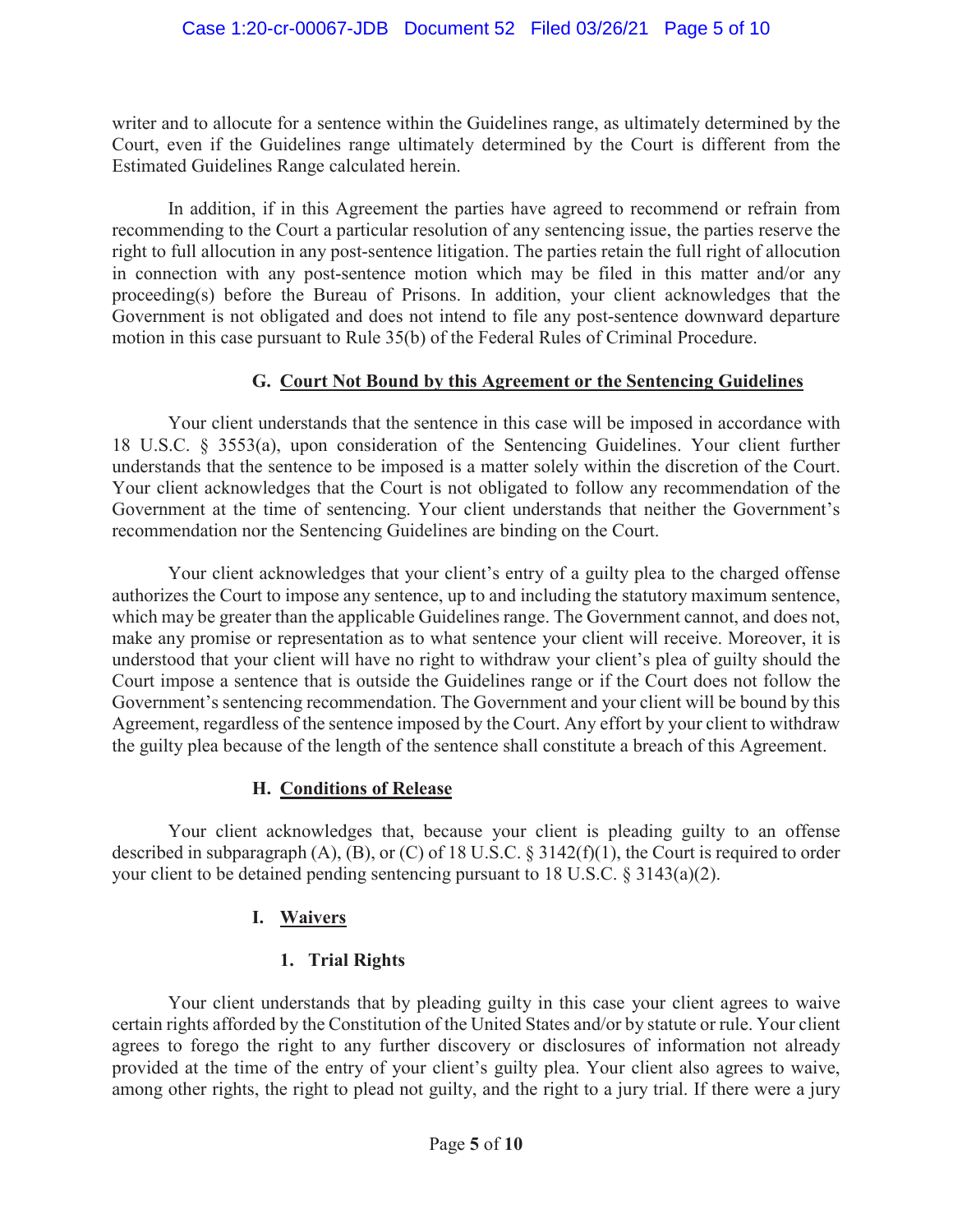writer and to allocute for a sentence within the Guidelines range, as ultimately determined by the Court, even if the Guidelines range ultimately determined by the Court is different from the Estimated Guidelines Range calculated herein.

In addition, if in this Agreement the parties have agreed to recommend or refrain from recommending to the Court a particular resolution of any sentencing issue, the parties reserve the right to full allocution in any post-sentence litigation. The parties retain the full right of allocution in connection with any post-sentence motion which may be filed in this matter and/or any proceeding(s) before the Bureau of Prisons. In addition, your client acknowledges that the Government is not obligated and does not intend to file any post-sentence downward departure motion in this case pursuant to Rule 35(b) of the Federal Rules of Criminal Procedure.

### G. Court Not Bound by this Agreement or the Sentencing Guidelines

Your client understands that the sentence in this case will be imposed in accordance with 18 U.S.C. § 3553(a), upon consideration of the Sentencing Guidelines. Your client further understands that the sentence to be imposed is a matter solely within the discretion of the Court. Your client acknowledges that the Court is not obligated to follow any recommendation of the Government at the time of sentencing. Your client understands that neither the Government's recommendation nor the Sentencing Guidelines are binding on the Court.

Your client acknowledges that your client's entry of a guilty plea to the charged offense authorizes the Court to impose any sentence, up to and including the statutory maximum sentence, which may be greater than the applicable Guidelines range. The Government cannot, and does not, make any promise or representation as to what sentence your client will receive. Moreover, it is understood that your client will have no right to withdraw your client's plea of guilty should the Court impose a sentence that is outside the Guidelines range or if the Court does not follow the Government's sentencing recommendation. The Government and your client will be bound by this Agreement, regardless of the sentence imposed by the Court. Any effort by your client to withdraw the guilty plea because of the length of the sentence shall constitute a breach of this Agreement.

### H. Conditions of Release

Your client acknowledges that, because your client is pleading guilty to an offense described in subparagraph (A), (B), or (C) of 18 U.S.C. § 3142(f)(1), the Court is required to order your client to be detained pending sentencing pursuant to 18 U.S.C. § 3143(a)(2).

### I. Waivers

#### 1. Trial Rights

Your client understands that by pleading guilty in this case your client agrees to waive certain rights afforded by the Constitution of the United States and/or by statute or rule. Your client agrees to forego the right to any further discovery or disclosures of information not already provided at the time of the entry of your client's guilty plea. Your client also agrees to waive, among other rights, the right to plead not guilty, and the right to a jury trial. If there were a jury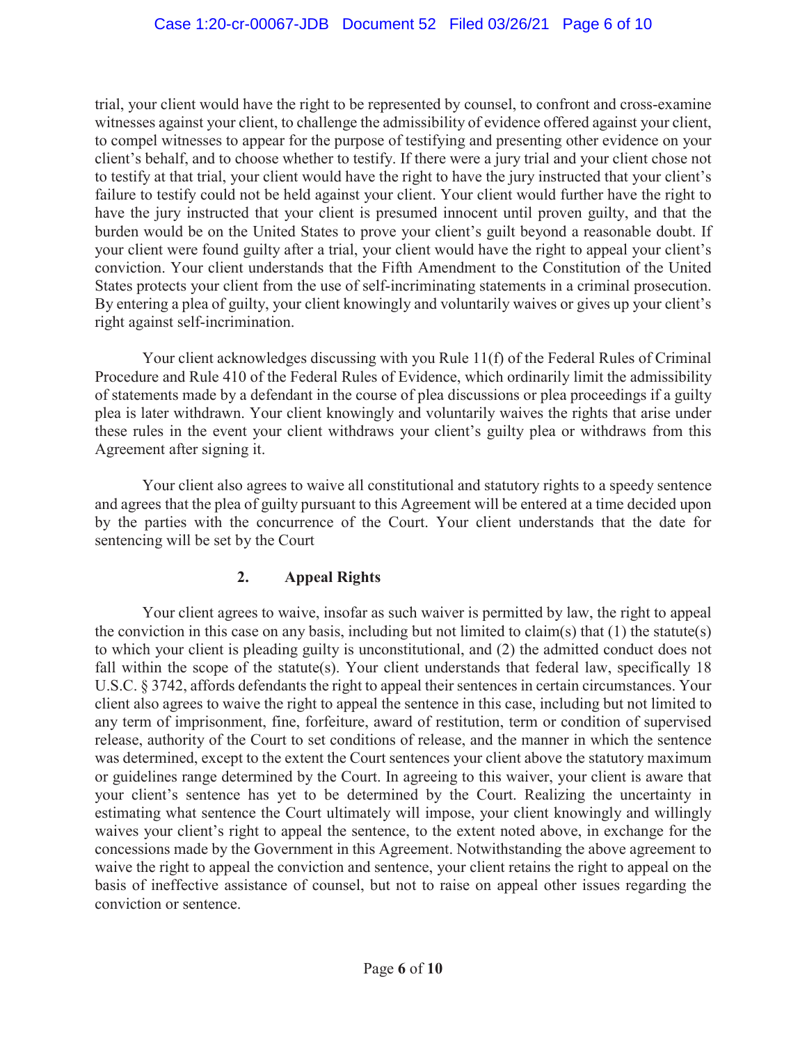trial, your client would have the right to be represented by counsel, to confront and cross-examine witnesses against your client, to challenge the admissibility of evidence offered against your client, to compel witnesses to appear for the purpose of testifying and presenting other evidence on your client's behalf, and to choose whether to testify. If there were a jury trial and your client chose not to testify at that trial, your client would have the right to have the jury instructed that your client's failure to testify could not be held against your client. Your client would further have the right to have the jury instructed that your client is presumed innocent until proven guilty, and that the burden would be on the United States to prove your client's guilt beyond a reasonable doubt. If your client were found guilty after a trial, your client would have the right to appeal your client's conviction. Your client understands that the Fifth Amendment to the Constitution of the United States protects your client from the use of self-incriminating statements in a criminal prosecution. By entering a plea of guilty, your client knowingly and voluntarily waives or gives up your client's right against self-incrimination.

Your client acknowledges discussing with you Rule 11(f) of the Federal Rules of Criminal Procedure and Rule 410 of the Federal Rules of Evidence, which ordinarily limit the admissibility of statements made by a defendant in the course of plea discussions or plea proceedings if a guilty plea is later withdrawn. Your client knowingly and voluntarily waives the rights that arise under these rules in the event your client withdraws your client's guilty plea or withdraws from this Agreement after signing it.

Your client also agrees to waive all constitutional and statutory rights to a speedy sentence and agrees that the plea of guilty pursuant to this Agreement will be entered at a time decided upon by the parties with the concurrence of the Court. Your client understands that the date for sentencing will be set by the Court

### 2. Appeal Rights

Your client agrees to waive, insofar as such waiver is permitted by law, the right to appeal the conviction in this case on any basis, including but not limited to claim(s) that (1) the statute(s) to which your client is pleading guilty is unconstitutional, and (2) the admitted conduct does not fall within the scope of the statute(s). Your client understands that federal law, specifically 18 U.S.C. § 3742, affords defendants the right to appeal their sentences in certain circumstances. Your client also agrees to waive the right to appeal the sentence in this case, including but not limited to any term of imprisonment, fine, forfeiture, award of restitution, term or condition of supervised release, authority of the Court to set conditions of release, and the manner in which the sentence was determined, except to the extent the Court sentences your client above the statutory maximum or guidelines range determined by the Court. In agreeing to this waiver, your client is aware that your client's sentence has yet to be determined by the Court. Realizing the uncertainty in estimating what sentence the Court ultimately will impose, your client knowingly and willingly waives your client's right to appeal the sentence, to the extent noted above, in exchange for the concessions made by the Government in this Agreement. Notwithstanding the above agreement to waive the right to appeal the conviction and sentence, your client retains the right to appeal on the basis of ineffective assistance of counsel, but not to raise on appeal other issues regarding the conviction or sentence.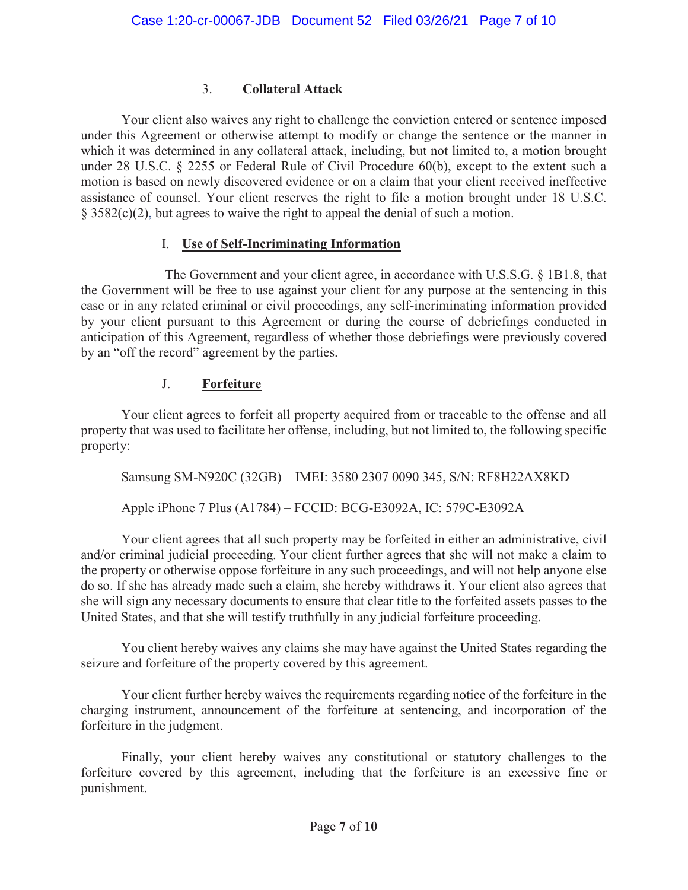### 3. **Collateral Attack**

Your client also waives any right to challenge the conviction entered or sentence imposed under this Agreement or otherwise attempt to modify or change the sentence or the manner in which it was determined in any collateral attack, including, but not limited to, a motion brought under 28 U.S.C. § 2255 or Federal Rule of Civil Procedure 60(b), except to the extent such a motion is based on newly discovered evidence or on a claim that your client received ineffective assistance of counsel. Your client reserves the right to file a motion brought under 18 U.S.C. § 3582(c)(2), but agrees to waive the right to appeal the denial of such a motion.

## I. **Use of Self-Incriminating Information**

The Government and your client agree, in accordance with U.S.S.G. § 1B1.8, that the Government will be free to use against your client for any purpose at the sentencing in this case or in any related criminal or civil proceedings, any self-incriminating information provided by your client pursuant to this Agreement or during the course of debriefings conducted in anticipation of this Agreement, regardless of whether those debriefings were previously covered by an "off the record" agreement by the parties.

## J. **Forfeiture**

Your client agrees to forfeit all property acquired from or traceable to the offense and all property that was used to facilitate her offense, including, but not limited to, the following specific property:

Samsung SM-N920C (32GB) – IMEI: 3580 2307 0090 345, S/N: RF8H22AX8KD

Apple iPhone 7 Plus (A1784) – FCCID: BCG-E3092A, IC: 579C-E3092A

Your client agrees that all such property may be forfeited in either an administrative, civil and/or criminal judicial proceeding. Your client further agrees that she will not make a claim to the property or otherwise oppose forfeiture in any such proceedings, and will not help anyone else do so. If she has already made such a claim, she hereby withdraws it. Your client also agrees that she will sign any necessary documents to ensure that clear title to the forfeited assets passes to the United States, and that she will testify truthfully in any judicial forfeiture proceeding.

You client hereby waives any claims she may have against the United States regarding the seizure and forfeiture of the property covered by this agreement.

Your client further hereby waives the requirements regarding notice of the forfeiture in the charging instrument, announcement of the forfeiture at sentencing, and incorporation of the forfeiture in the judgment.

Finally, your client hereby waives any constitutional or statutory challenges to the forfeiture covered by this agreement, including that the forfeiture is an excessive fine or punishment.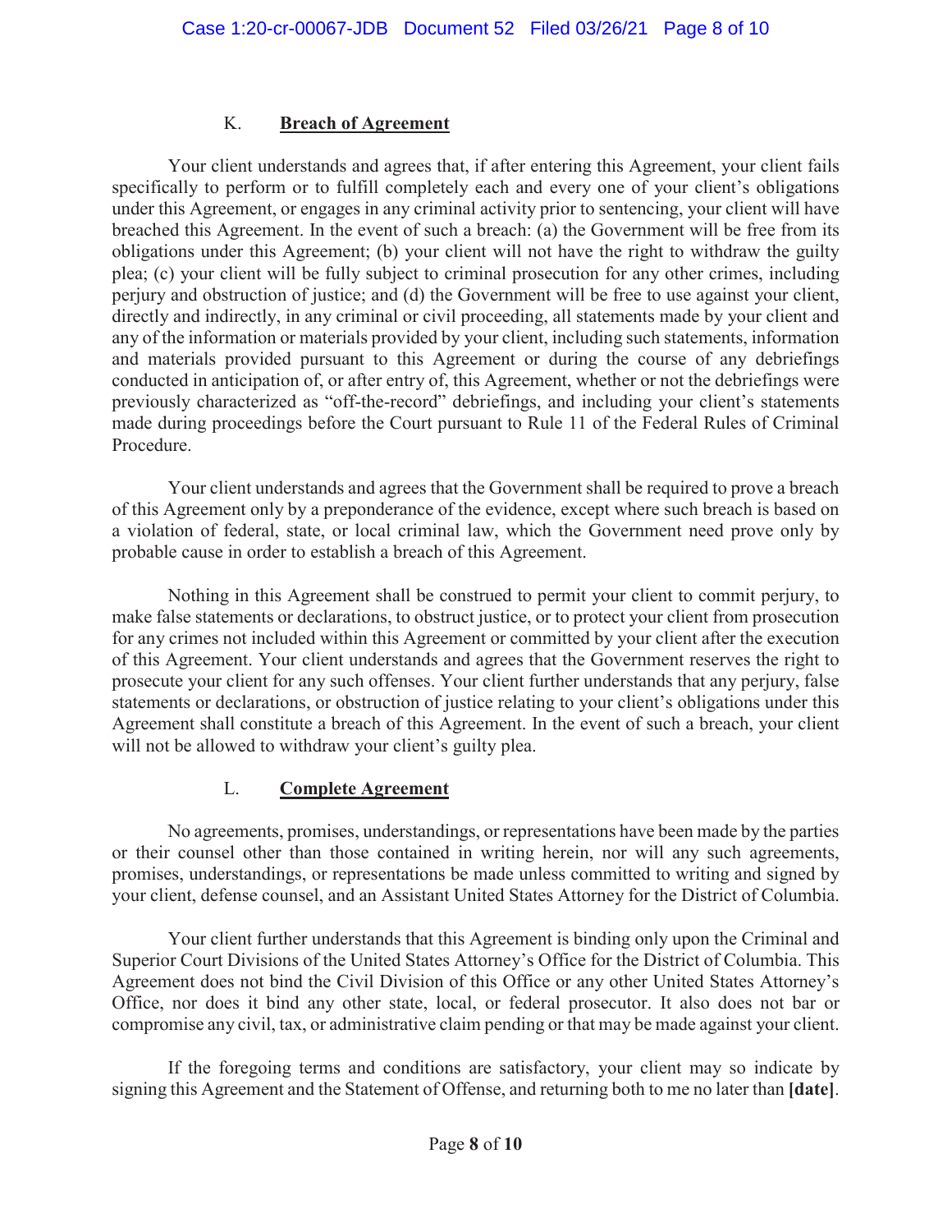## K. **Breach of Agreement**

Your client understands and agrees that, if after entering this Agreement, your client fails specifically to perform or to fulfill completely each and every one of your client's obligations under this Agreement, or engages in any criminal activity prior to sentencing, your client will have breached this Agreement. In the event of such a breach: (a) the Government will be free from its obligations under this Agreement; (b) your client will not have the right to withdraw the guilty plea; (c) your client will be fully subject to criminal prosecution for any other crimes, including perjury and obstruction of justice; and (d) the Government will be free to use against your client, directly and indirectly, in any criminal or civil proceeding, all statements made by your client and any of the information or materials provided by your client, including such statements, information and materials provided pursuant to this Agreement or during the course of any debriefings conducted in anticipation of, or after entry of, this Agreement, whether or not the debriefings were previously characterized as "off-the-record" debriefings, and including your client's statements made during proceedings before the Court pursuant to Rule 11 of the Federal Rules of Criminal Procedure.

Your client understands and agrees that the Government shall be required to prove a breach of this Agreement only by a preponderance of the evidence, except where such breach is based on a violation of federal, state, or local criminal law, which the Government need prove only by probable cause in order to establish a breach of this Agreement.

Nothing in this Agreement shall be construed to permit your client to commit perjury, to make false statements or declarations, to obstruct justice, or to protect your client from prosecution for any crimes not included within this Agreement or committed by your client after the execution of this Agreement. Your client understands and agrees that the Government reserves the right to prosecute your client for any such offenses. Your client further understands that any perjury, false statements or declarations, or obstruction of justice relating to your client's obligations under this Agreement shall constitute a breach of this Agreement. In the event of such a breach, your client will not be allowed to withdraw your client's guilty plea.

## L. **Complete Agreement**

No agreements, promises, understandings, or representations have been made by the parties or their counsel other than those contained in writing herein, nor will any such agreements, promises, understandings, or representations be made unless committed to writing and signed by your client, defense counsel, and an Assistant United States Attorney for the District of Columbia.

Your client further understands that this Agreement is binding only upon the Criminal and Superior Court Divisions of the United States Attorney's Office for the District of Columbia. This Agreement does not bind the Civil Division of this Office or any other United States Attorney's Office, nor does it bind any other state, local, or federal prosecutor. It also does not bar or compromise any civil, tax, or administrative claim pending or that may be made against your client.

If the foregoing terms and conditions are satisfactory, your client may so indicate by signing this Agreement and the Statement of Offense, and returning both to me no later than **[date]**.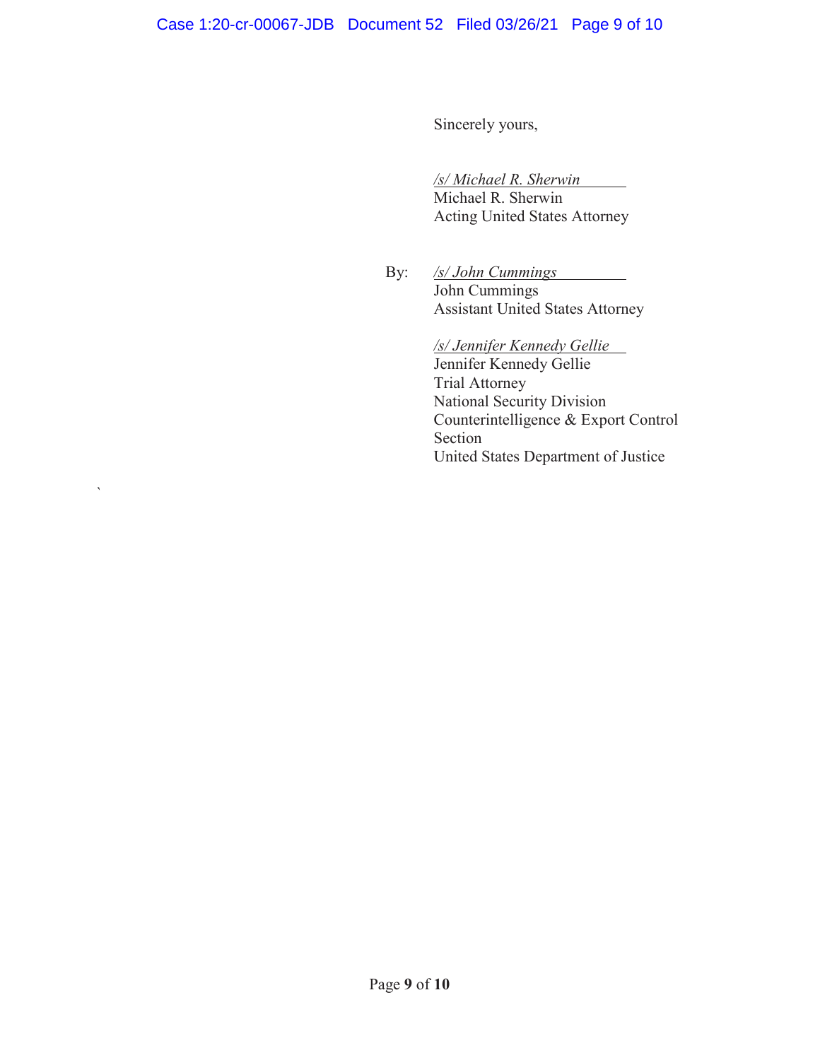Sincerely yours,

*/s/ Michael R. Sherwin*
Michael R. Sherwin
Acting United States Attorney

By: *&#47;s/ John Cummings*
John Cummings
Assistant United States Attorney

*/s/ Jennifer Kennedy Gellie*
Jennifer Kennedy Gellie
Trial Attorney
National Security Division
Counterintelligence & Export Control Section
United States Department of Justice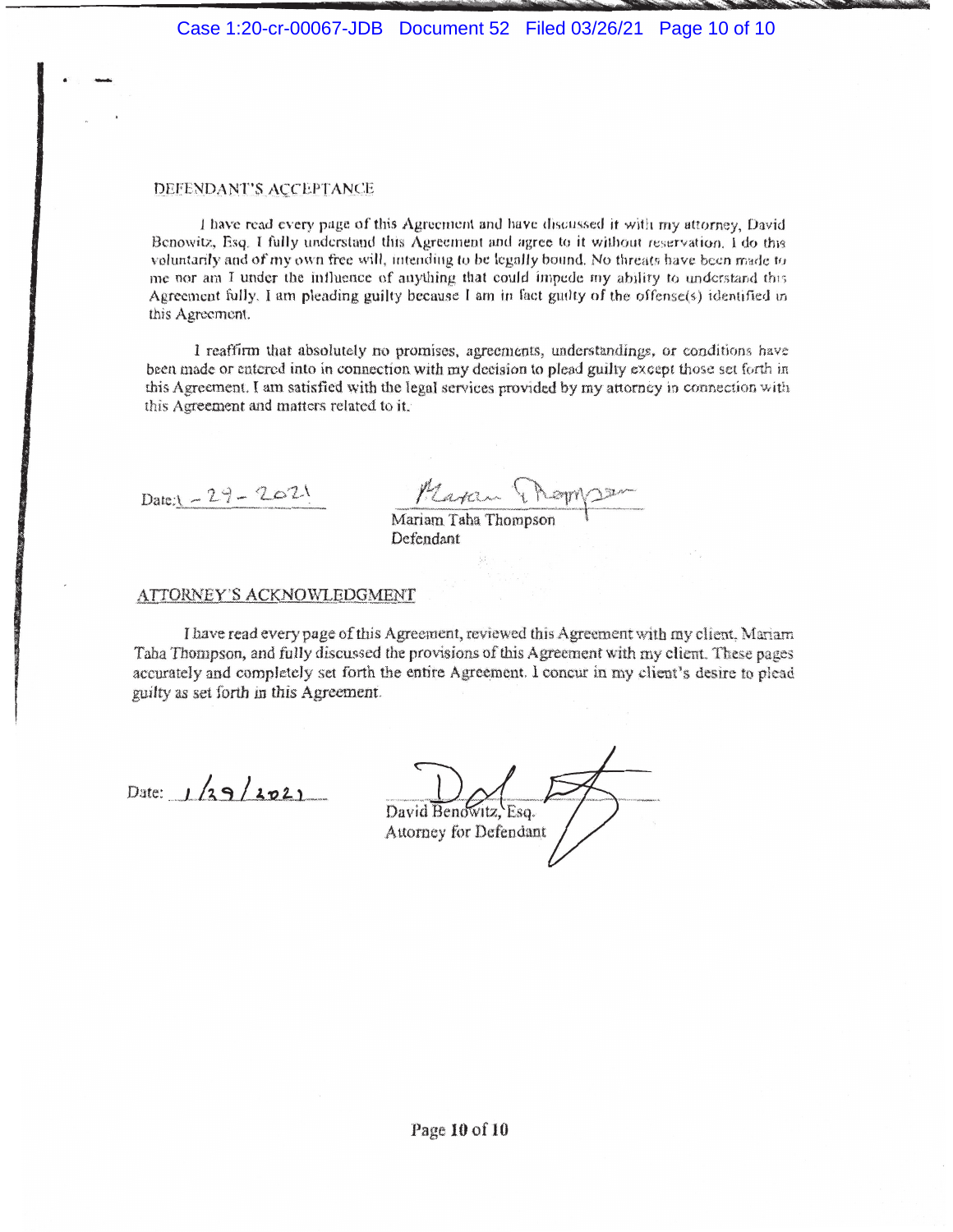DEFENDANT'S ACCEPTANCE

I have read every page of this Agreement and have discussed it with my attorney, David Benowitz, Esq. I fully understand this Agreement and agree to it without reservation. I do this voluntarily and of my own free will, intending to be legally bound. No threats have been made to me nor am I under the influence of anything that could impede my ability to understand this Agreement fully. I am pleading guilty because I am in fact guilty of the offense(s) identified in this Agreement.

I reaffirm that absolutely no promises, agreements, understandings, or conditions have been made or entered into in connection with my decision to plead guilty except those set forth in this Agreement. I am satisfied with the legal services provided by my attorney in connection with this Agreement and matters related to it.

Date: 1-29-2021

Mariam Thompson

Mariam Taha Thompson
Defendant

ATTORNEY'S ACKNOWLEDGMENT

I have read every page of this Agreement, reviewed this Agreement with my client, Mariam Taha Thompson, and fully discussed the provisions of this Agreement with my client. These pages accurately and completely set forth the entire Agreement. I concur in my client's desire to plead guilty as set forth in this Agreement.

Date: 1/29/2021

David Benowitz, Esq.
Attorney for Defendant